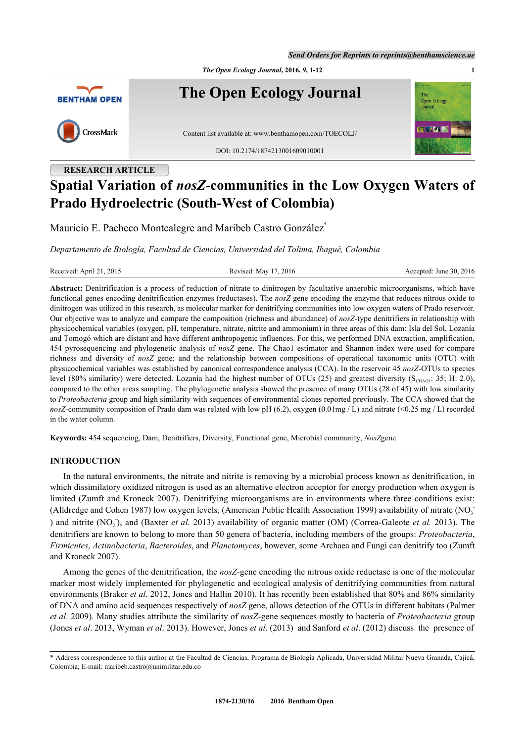RESEARCH ARTICLE

# Spatial Variation of *nosZ*-communities in the Low Oxygen Waters of Prado Hydroelectric (South-West of Colombia)

Mauricio E. Pacheco Montealegre and Maribeb Castro González*

*Departamento de Biología, Facultad de Ciencias, Universidad del Tolima, Ibagué, Colombia*

Received: April 21, 2015 Revised: May 17, 2016 Accepted: June 30, 2016

**Abstract:** Denitrification is a process of reduction of nitrate to dinitrogen by facultative anaerobic microorganisms, which have functional genes encoding denitrification enzymes (reductases). The *nosZ* gene encoding the enzyme that reduces nitrous oxide to dinitrogen was utilized in this research, as molecular marker for denitrifying communities into low oxygen waters of Prado reservoir. Our objective was to analyze and compare the composition (richness and abundance) of *nosZ*-type denitrifiers in relationship with physicochemical variables (oxygen, pH, temperature, nitrate, nitrite and ammonium) in three areas of this dam: Isla del Sol, Lozanía and Tomogó which are distant and have different anthropogenic influences. For this, we performed DNA extraction, amplification, 454 pyrosequencing and phylogenetic analysis of *nosZ* gene. The Chao1 estimator and Shannon index were used for compare richness and diversity of *nosZ* gene; and the relationship between compositions of operational taxonomic units (OTU) with physicochemical variables was established by canonical correspondence analysis (CCA). In the reservoir 45 *nosZ*-OTUs to species level (80% similarity) were detected. Lozanía had the highest number of OTUs (25) and greatest diversity ($S_{CHAO1}$: 35; H: 2.0), compared to the other areas sampling. The phylogenetic analysis showed the presence of many OTUs (28 of 45) with low similarity to *Proteobacteria* group and high similarity with sequences of environmental clones reported previously. The CCA showed that the *nosZ*-community composition of Prado dam was related with low pH (6.2), oxygen (0.01mg / L) and nitrate (<0.25 mg / L) recorded in the water column.

**Keywords:** 454 sequencing, Dam, Denitrifiers, Diversity, Functional gene, Microbial community, *NosZ*gene.

## INTRODUCTION

In the natural environments, the nitrate and nitrite is removing by a microbial process known as denitrification, in which dissimilatory oxidized nitrogen is used as an alternative electron acceptor for energy production when oxygen is limited (Zumft and Kroneck 2007). Denitrifying microorganisms are in environments where three conditions exist: (Alldredge and Cohen 1987) low oxygen levels, (American Public Health Association 1999) availability of nitrate ($NO_3^-$) and nitrite ($NO_2^-$), and (Baxter *et al.* 2013) availability of organic matter (OM) (Correa-Galeote *et al.* 2013). The denitrifiers are known to belong to more than 50 genera of bacteria, including members of the groups: *Proteobacteria*, *Firmicutes*, *Actinobacteria*, *Bacteroides*, and *Planctomyces*, however, some Archaea and Fungi can denitrify too (Zumft and Kroneck 2007).

Among the genes of the denitrification, the *nosZ*-gene encoding the nitrous oxide reductase is one of the molecular marker most widely implemented for phylogenetic and ecological analysis of denitrifying communities from natural environments (Braker *et al*. 2012, Jones and Hallin 2010). It has recently been established that 80% and 86% similarity of DNA and amino acid sequences respectively of *nosZ* gene, allows detection of the OTUs in different habitats (Palmer *et al*. 2009). Many studies attribute the similarity of *nosZ*-gene sequences mostly to bacteria of *Proteobacteria* group (Jones *et al*. 2013, Wyman *et al*. 2013). However, Jones *et al*. (2013) and Sanford *et al*. (2012) discuss the presence of

* Address correspondence to this author at the Facultad de Ciencias, Programa de Biología Aplicada, Universidad Militar Nueva Granada, Cajicá, Colombia; E-mail: maribeb.castro@unimilitar.edu.co

1874-2130/16 2016 Bentham Open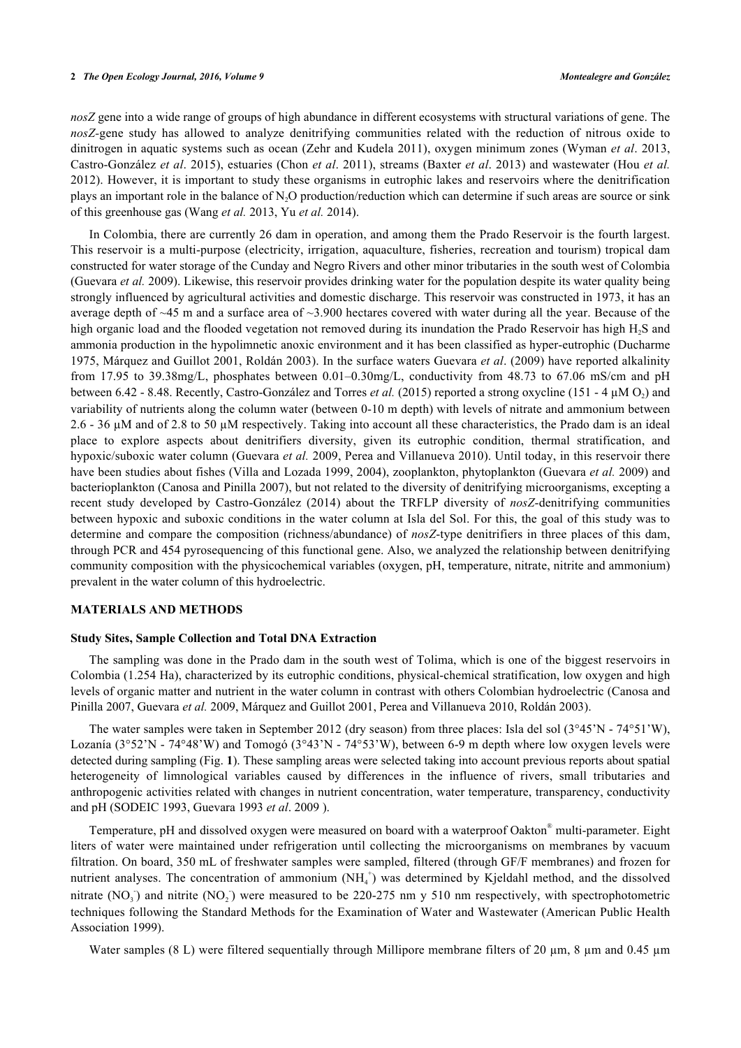*nosZ* gene into a wide range of groups of high abundance in different ecosystems with structural variations of gene. The *nosZ*-gene study has allowed to analyze denitrifying communities related with the reduction of nitrous oxide to dinitrogen in aquatic systems such as ocean (Zehr and Kudela 2011), oxygen minimum zones (Wyman *et al*. 2013, Castro-González *et al*. 2015), estuaries (Chon *et al*. 2011), streams (Baxter *et al*. 2013) and wastewater (Hou *et al.* 2012). However, it is important to study these organisms in eutrophic lakes and reservoirs where the denitrification plays an important role in the balance of $N_2O$ production/reduction which can determine if such areas are source or sink of this greenhouse gas (Wang *et al.* 2013, Yu *et al.* 2014).

In Colombia, there are currently 26 dam in operation, and among them the Prado Reservoir is the fourth largest. This reservoir is a multi-purpose (electricity, irrigation, aquaculture, fisheries, recreation and tourism) tropical dam constructed for water storage of the Cunday and Negro Rivers and other minor tributaries in the south west of Colombia (Guevara *et al.* 2009). Likewise, this reservoir provides drinking water for the population despite its water quality being strongly influenced by agricultural activities and domestic discharge. This reservoir was constructed in 1973, it has an average depth of ~45 m and a surface area of ~3.900 hectares covered with water during all the year. Because of the high organic load and the flooded vegetation not removed during its inundation the Prado Reservoir has high $H_2S$ and ammonia production in the hypolimnetic anoxic environment and it has been classified as hyper-eutrophic (Ducharme 1975, Márquez and Guillot 2001, Roldán 2003). In the surface waters Guevara *et al*. (2009) have reported alkalinity from 17.95 to 39.38mg/L, phosphates between 0.01–0.30mg/L, conductivity from 48.73 to 67.06 mS/cm and pH between 6.42 - 8.48. Recently, Castro-González and Torres *et al.* (2015) reported a strong oxycline (151 - 4 µM $O_2$) and variability of nutrients along the column water (between 0-10 m depth) with levels of nitrate and ammonium between 2.6 - 36 µM and of 2.8 to 50 µM respectively. Taking into account all these characteristics, the Prado dam is an ideal place to explore aspects about denitrifiers diversity, given its eutrophic condition, thermal stratification, and hypoxic/suboxic water column (Guevara *et al.* 2009, Perea and Villanueva 2010). Until today, in this reservoir there have been studies about fishes (Villa and Lozada 1999, 2004), zooplankton, phytoplankton (Guevara *et al.* 2009) and bacterioplankton (Canosa and Pinilla 2007), but not related to the diversity of denitrifying microorganisms, excepting a recent study developed by Castro-González (2014) about the TRFLP diversity of *nosZ*-denitrifying communities between hypoxic and suboxic conditions in the water column at Isla del Sol. For this, the goal of this study was to determine and compare the composition (richness/abundance) of *nosZ*-type denitrifiers in three places of this dam, through PCR and 454 pyrosequencing of this functional gene. Also, we analyzed the relationship between denitrifying community composition with the physicochemical variables (oxygen, pH, temperature, nitrate, nitrite and ammonium) prevalent in the water column of this hydroelectric.

## MATERIALS AND METHODS

### Study Sites, Sample Collection and Total DNA Extraction

The sampling was done in the Prado dam in the south west of Tolima, which is one of the biggest reservoirs in Colombia (1.254 Ha), characterized by its eutrophic conditions, physical-chemical stratification, low oxygen and high levels of organic matter and nutrient in the water column in contrast with others Colombian hydroelectric (Canosa and Pinilla 2007, Guevara *et al.* 2009, Márquez and Guillot 2001, Perea and Villanueva 2010, Roldán 2003).

The water samples were taken in September 2012 (dry season) from three places: Isla del sol (3°45'N - 74°51'W), Lozanía (3°52'N - 74°48'W) and Tomogó (3°43'N - 74°53'W), between 6-9 m depth where low oxygen levels were detected during sampling (Fig. **1**). These sampling areas were selected taking into account previous reports about spatial heterogeneity of limnological variables caused by differences in the influence of rivers, small tributaries and anthropogenic activities related with changes in nutrient concentration, water temperature, transparency, conductivity and pH (SODEIC 1993, Guevara 1993 *et al*. 2009 ).

Temperature, pH and dissolved oxygen were measured on board with a waterproof Oakton® multi-parameter. Eight liters of water were maintained under refrigeration until collecting the microorganisms on membranes by vacuum filtration. On board, 350 mL of freshwater samples were sampled, filtered (through GF/F membranes) and frozen for nutrient analyses. The concentration of ammonium ($NH_4^+$) was determined by Kjeldahl method, and the dissolved nitrate ($NO_3^-$) and nitrite ($NO_2^-$) were measured to be 220-275 nm y 510 nm respectively, with spectrophotometric techniques following the Standard Methods for the Examination of Water and Wastewater (American Public Health Association 1999).

Water samples (8 L) were filtered sequentially through Millipore membrane filters of 20 µm, 8 µm and 0.45 µm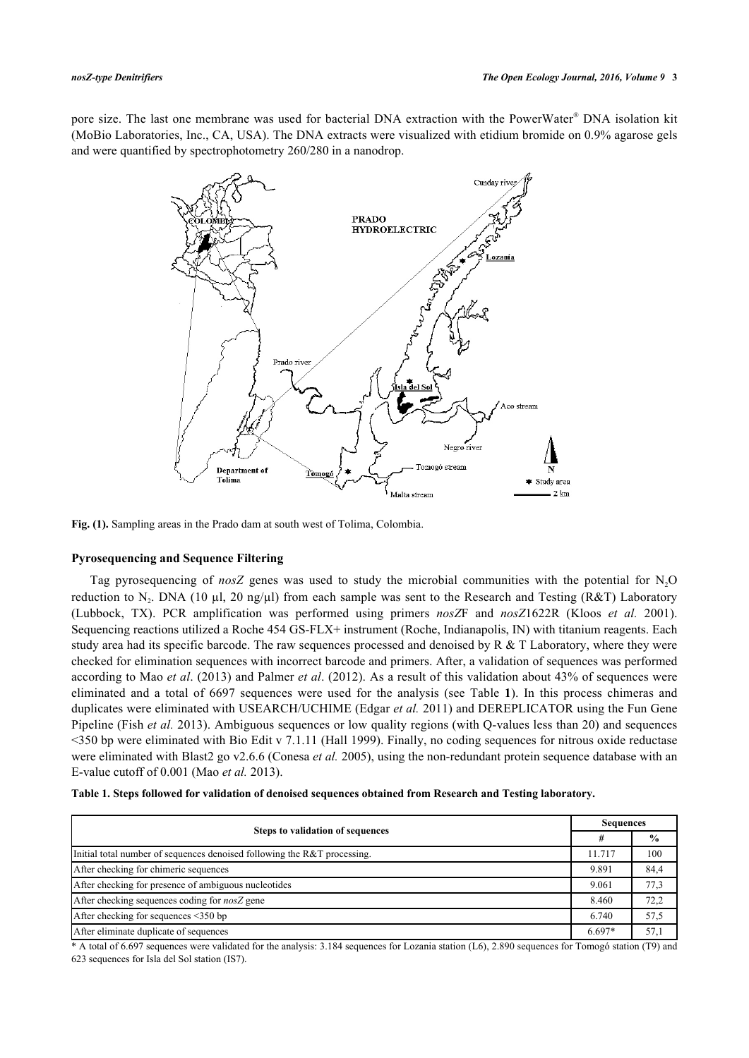pore size. The last one membrane was used for bacterial DNA extraction with the PowerWater® DNA isolation kit (MoBio Laboratories, Inc., CA, USA). The DNA extracts were visualized with etidium bromide on 0.9% agarose gels and were quantified by spectrophotometry 260/280 in a nanodrop.

**Fig. (1).** Sampling areas in the Prado dam at south west of Tolima, Colombia.

### Pyrosequencing and Sequence Filtering

Tag pyrosequencing of *nosZ* genes was used to study the microbial communities with the potential for $N_2O$ reduction to $N_2$. DNA (10 µl, 20 ng/µl) from each sample was sent to the Research and Testing (R&T) Laboratory (Lubbock, TX). PCR amplification was performed using primers *nosZ*F and *nosZ*1622R (Kloos *et al.* 2001). Sequencing reactions utilized a Roche 454 GS-FLX+ instrument (Roche, Indianapolis, IN) with titanium reagents. Each study area had its specific barcode. The raw sequences processed and denoised by R & T Laboratory, where they were checked for elimination sequences with incorrect barcode and primers. After, a validation of sequences was performed according to Mao *et al*. (2013) and Palmer *et al*. (2012). As a result of this validation about 43% of sequences were eliminated and a total of 6697 sequences were used for the analysis (see Table **1**). In this process chimeras and duplicates were eliminated with USEARCH/UCHIME (Edgar *et al.* 2011) and DEREPLICATOR using the Fun Gene Pipeline (Fish *et al.* 2013). Ambiguous sequences or low quality regions (with Q-values less than 20) and sequences <350 bp were eliminated with Bio Edit v 7.1.11 (Hall 1999). Finally, no coding sequences for nitrous oxide reductase were eliminated with Blast2 go v2.6.6 (Conesa *et al.* 2005), using the non-redundant protein sequence database with an E-value cutoff of 0.001 (Mao *et al.* 2013).

**Table 1. Steps followed for validation of denoised sequences obtained from Research and Testing laboratory.**

| Steps to validation of sequences | Sequences | |
|---|---|---|
| | # | % |
| Initial total number of sequences denoised following the R&T processing. | 11.717 | 100 |
| After checking for chimeric sequences | 9.891 | 84,4 |
| After checking for presence of ambiguous nucleotides | 9.061 | 77,3 |
| After checking sequences coding for *nosZ* gene | 8.460 | 72,2 |
| After checking for sequences <350 bp | 6.740 | 57,5 |
| After eliminate duplicate of sequences | 6.697* | 57,1 |

\* A total of 6.697 sequences were validated for the analysis: 3.184 sequences for Lozania station (L6), 2.890 sequences for Tomogó station (T9) and 623 sequences for Isla del Sol station (IS7).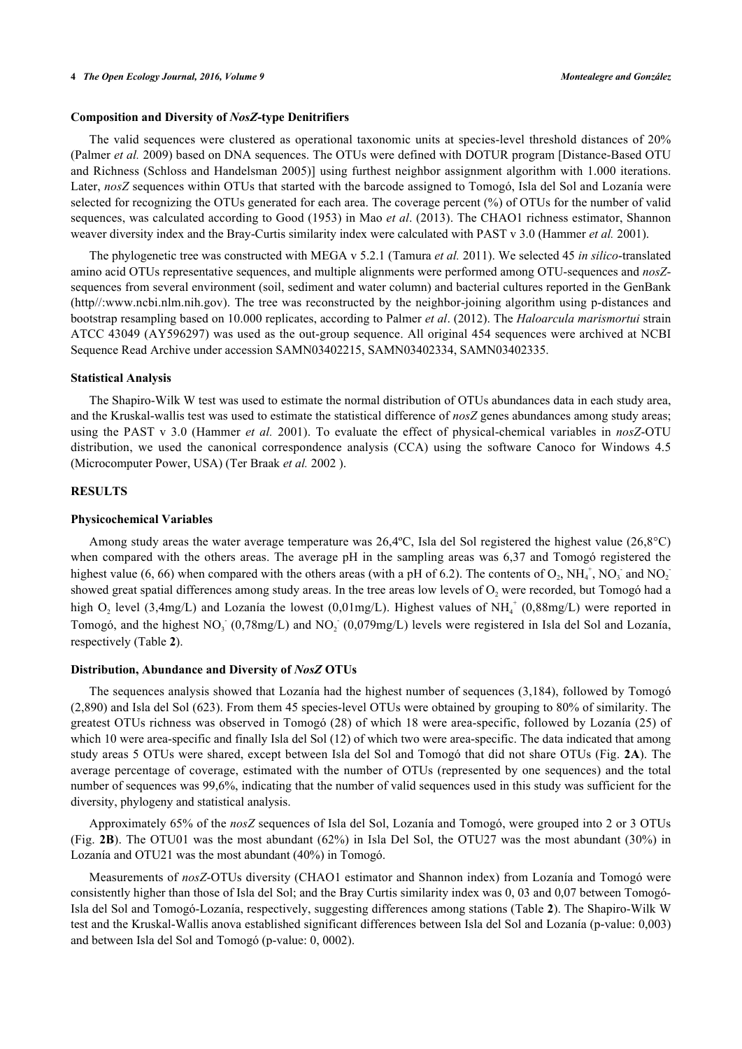### Composition and Diversity of *NosZ*-type Denitrifiers

The valid sequences were clustered as operational taxonomic units at species-level threshold distances of 20% (Palmer *et al.* 2009) based on DNA sequences. The OTUs were defined with DOTUR program [Distance-Based OTU and Richness (Schloss and Handelsman 2005)] using furthest neighbor assignment algorithm with 1.000 iterations. Later, *nosZ* sequences within OTUs that started with the barcode assigned to Tomogó, Isla del Sol and Lozanía were selected for recognizing the OTUs generated for each area. The coverage percent (%) of OTUs for the number of valid sequences, was calculated according to Good (1953) in Mao *et al*. (2013). The CHAO1 richness estimator, Shannon weaver diversity index and the Bray-Curtis similarity index were calculated with PAST v 3.0 (Hammer *et al.* 2001).

The phylogenetic tree was constructed with MEGA v 5.2.1 (Tamura *et al.* 2011). We selected 45 *in silico*-translated amino acid OTUs representative sequences, and multiple alignments were performed among OTU-sequences and *nosZ*-sequences from several environment (soil, sediment and water column) and bacterial cultures reported in the GenBank (http//:www.ncbi.nlm.nih.gov). The tree was reconstructed by the neighbor-joining algorithm using p-distances and bootstrap resampling based on 10.000 replicates, according to Palmer *et al*. (2012). The *Haloarcula marismortui* strain ATCC 43049 (AY596297) was used as the out-group sequence. All original 454 sequences were archived at NCBI Sequence Read Archive under accession SAMN03402215, SAMN03402334, SAMN03402335.

### Statistical Analysis

The Shapiro-Wilk W test was used to estimate the normal distribution of OTUs abundances data in each study area, and the Kruskal-wallis test was used to estimate the statistical difference of *nosZ* genes abundances among study areas; using the PAST v 3.0 (Hammer *et al.* 2001). To evaluate the effect of physical-chemical variables in *nosZ*-OTU distribution, we used the canonical correspondence analysis (CCA) using the software Canoco for Windows 4.5 (Microcomputer Power, USA) (Ter Braak *et al.* 2002 ).

## RESULTS

### Physicochemical Variables

Among study areas the water average temperature was 26,4ºC, Isla del Sol registered the highest value (26,8°C) when compared with the others areas. The average pH in the sampling areas was 6,37 and Tomogó registered the highest value (6, 66) when compared with the others areas (with a pH of 6.2). The contents of $O_2$, $NH_4^+$, $NO_3^-$ and $NO_2^-$ showed great spatial differences among study areas. In the tree areas low levels of $O_2$ were recorded, but Tomogó had a high $O_2$ level (3,4mg/L) and Lozanía the lowest (0,01mg/L). Highest values of $NH_4^+$ (0,88mg/L) were reported in Tomogó, and the highest $NO_3^-$ (0,78mg/L) and $NO_2^-$ (0,079mg/L) levels were registered in Isla del Sol and Lozanía, respectively (Table **2**).

### Distribution, Abundance and Diversity of *NosZ* OTUs

The sequences analysis showed that Lozanía had the highest number of sequences (3,184), followed by Tomogó (2,890) and Isla del Sol (623). From them 45 species-level OTUs were obtained by grouping to 80% of similarity. The greatest OTUs richness was observed in Tomogó (28) of which 18 were area-specific, followed by Lozanía (25) of which 10 were area-specific and finally Isla del Sol (12) of which two were area-specific. The data indicated that among study areas 5 OTUs were shared, except between Isla del Sol and Tomogó that did not share OTUs (Fig. **2A**). The average percentage of coverage, estimated with the number of OTUs (represented by one sequences) and the total number of sequences was 99,6%, indicating that the number of valid sequences used in this study was sufficient for the diversity, phylogeny and statistical analysis.

Approximately 65% of the *nosZ* sequences of Isla del Sol, Lozanía and Tomogó, were grouped into 2 or 3 OTUs (Fig. **2B**). The OTU01 was the most abundant (62%) in Isla Del Sol, the OTU27 was the most abundant (30%) in Lozanía and OTU21 was the most abundant (40%) in Tomogó.

Measurements of *nosZ*-OTUs diversity (CHAO1 estimator and Shannon index) from Lozanía and Tomogó were consistently higher than those of Isla del Sol; and the Bray Curtis similarity index was 0, 03 and 0,07 between Tomogó-Isla del Sol and Tomogó-Lozanía, respectively, suggesting differences among stations (Table **2**). The Shapiro-Wilk W test and the Kruskal-Wallis anova established significant differences between Isla del Sol and Lozanía (p-value: 0,003) and between Isla del Sol and Tomogó (p-value: 0, 0002).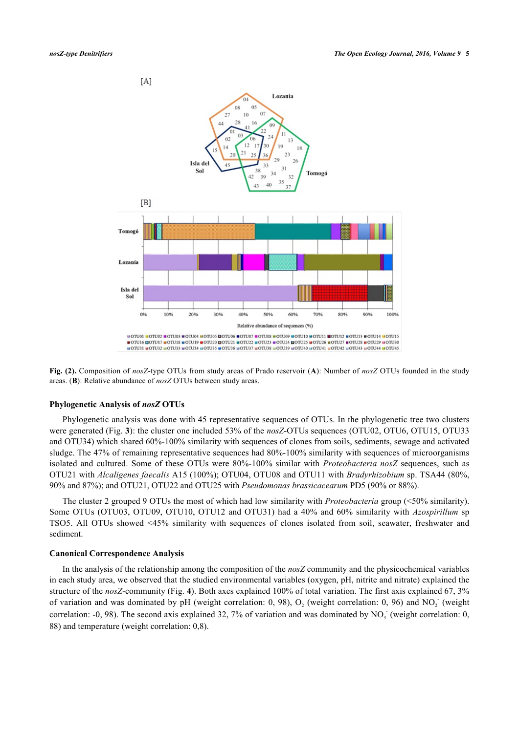**Fig. (2).** Composition of *nosZ*-type OTUs from study areas of Prado reservoir (**A**): Number of *nosZ* OTUs founded in the study areas. (**B**): Relative abundance of *nosZ* OTUs between study areas.

### Phylogenetic Analysis of *nosZ* OTUs

Phylogenetic analysis was done with 45 representative sequences of OTUs. In the phylogenetic tree two clusters were generated (Fig. **3**): the cluster one included 53% of the *nosZ*-OTUs sequences (OTU02, OTU6, OTU15, OTU33 and OTU34) which shared 60%-100% similarity with sequences of clones from soils, sediments, sewage and activated sludge. The 47% of remaining representative sequences had 80%-100% similarity with sequences of microorganisms isolated and cultured. Some of these OTUs were 80%-100% similar with *Proteobacteria nosZ* sequences, such as OTU21 with *Alcaligenes faecalis* A15 (100%); OTU04, OTU08 and OTU11 with *Bradyrhizobium* sp. TSA44 (80%, 90% and 87%); and OTU21, OTU22 and OTU25 with *Pseudomonas brassicacearum* PD5 (90% or 88%).

The cluster 2 grouped 9 OTUs the most of which had low similarity with *Proteobacteria* group (<50% similarity). Some OTUs (OTU03, OTU09, OTU10, OTU12 and OTU31) had a 40% and 60% similarity with *Azospirillum* sp TSO5. All OTUs showed <45% similarity with sequences of clones isolated from soil, seawater, freshwater and sediment.

### Canonical Correspondence Analysis

In the analysis of the relationship among the composition of the *nosZ* community and the physicochemical variables in each study area, we observed that the studied environmental variables (oxygen, pH, nitrite and nitrate) explained the structure of the *nosZ*-community (Fig. **4**). Both axes explained 100% of total variation. The first axis explained 67, 3% of variation and was dominated by pH (weight correlation: 0, 98), $O_2$ (weight correlation: 0, 96) and $NO_2^-$ (weight correlation: -0, 98). The second axis explained 32, 7% of variation and was dominated by $NO_3^-$ (weight correlation: 0, 88) and temperature (weight correlation: 0,8).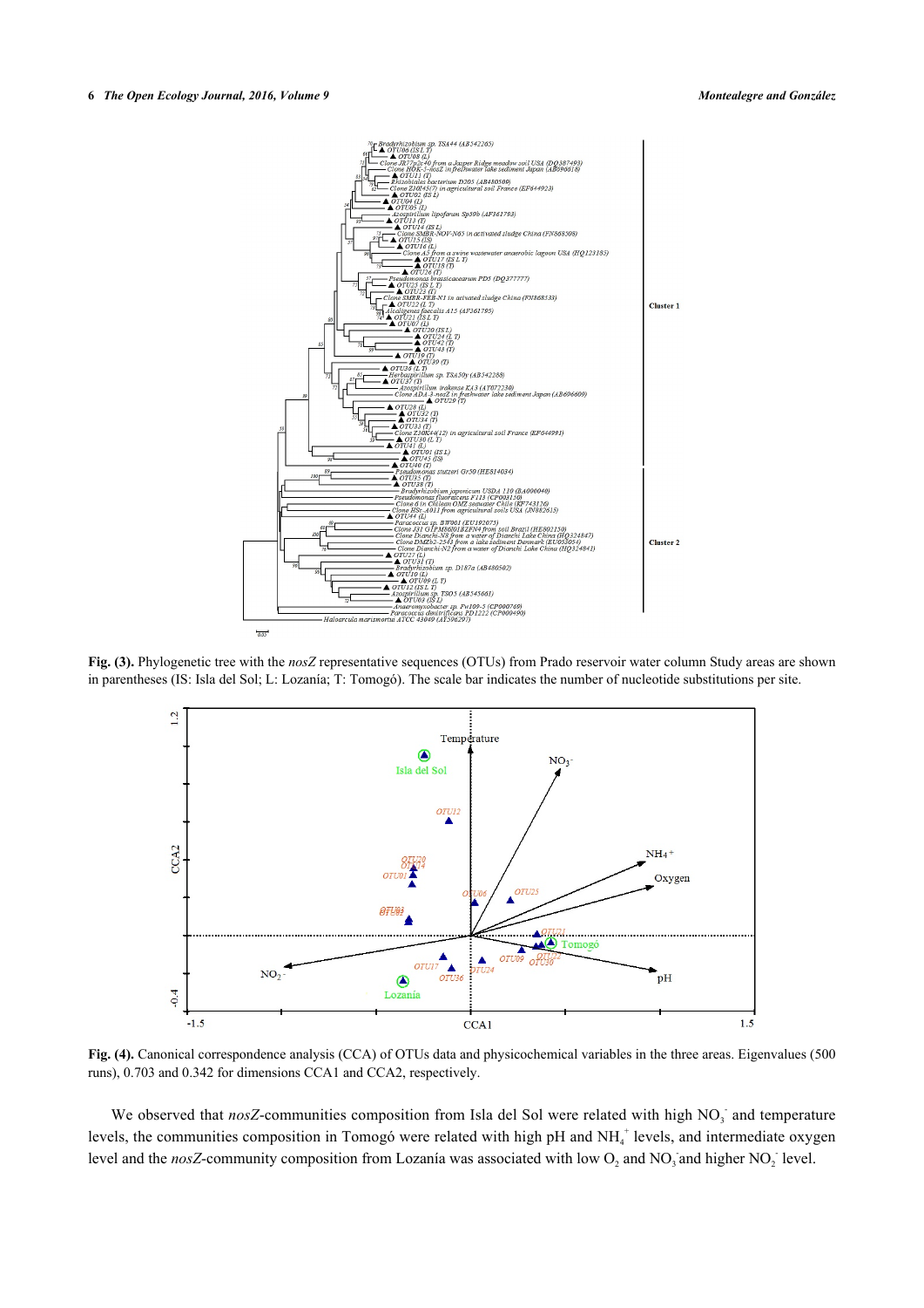**Fig. (3).** Phylogenetic tree with the *nosZ* representative sequences (OTUs) from Prado reservoir water column Study areas are shown in parentheses (IS: Isla del Sol; L: Lozanía; T: Tomogó). The scale bar indicates the number of nucleotide substitutions per site.

**Fig. (4).** Canonical correspondence analysis (CCA) of OTUs data and physicochemical variables in the three areas. Eigenvalues (500 runs), 0.703 and 0.342 for dimensions CCA1 and CCA2, respectively.

We observed that *nosZ*-communities composition from Isla del Sol were related with high $NO_3^-$ and temperature levels, the communities composition in Tomogó were related with high pH and $NH_4^+$ levels, and intermediate oxygen level and the *nosZ*-community composition from Lozanía was associated with low $O_2$ and $NO_3^-$ and higher $NO_2^-$ level.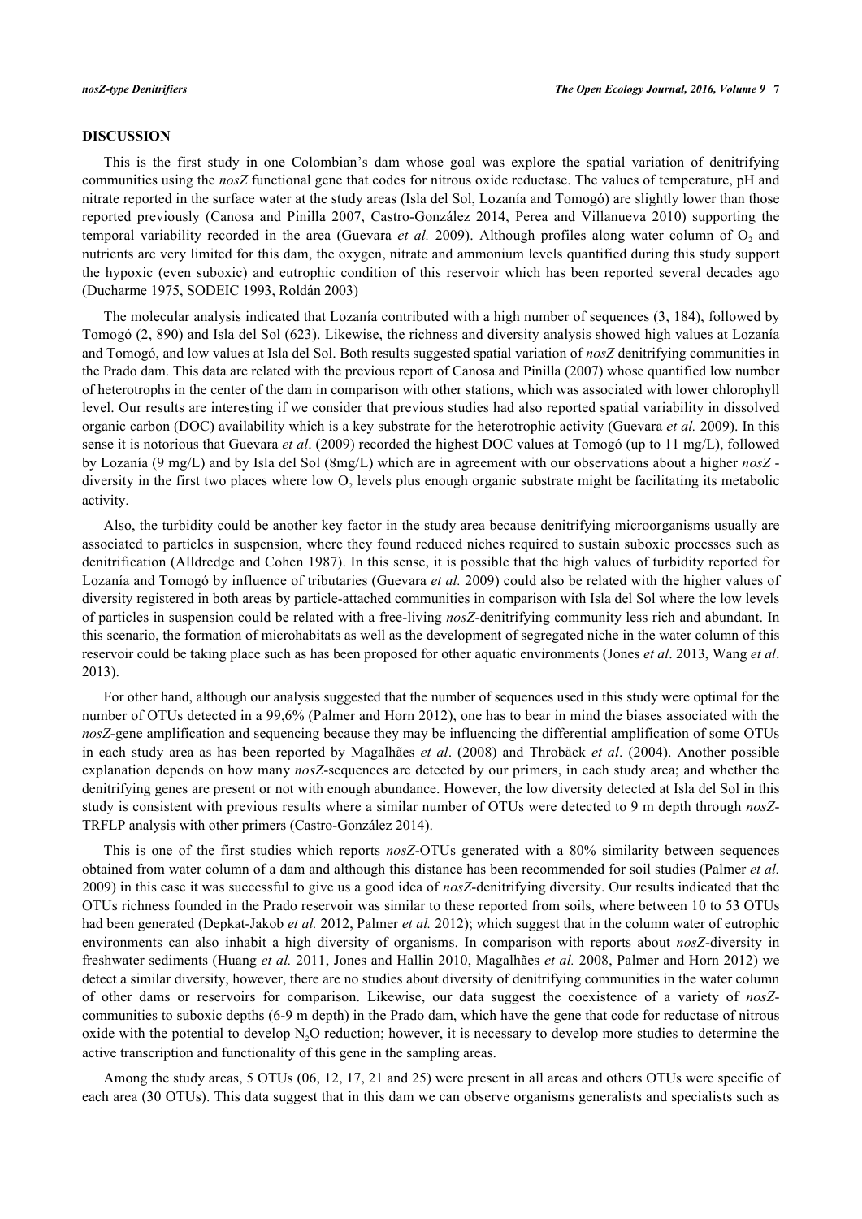## DISCUSSION

This is the first study in one Colombian's dam whose goal was explore the spatial variation of denitrifying communities using the *nosZ* functional gene that codes for nitrous oxide reductase. The values of temperature, pH and nitrate reported in the surface water at the study areas (Isla del Sol, Lozanía and Tomogó) are slightly lower than those reported previously (Canosa and Pinilla 2007, Castro-González 2014, Perea and Villanueva 2010) supporting the temporal variability recorded in the area (Guevara *et al.* 2009). Although profiles along water column of $O_2$ and nutrients are very limited for this dam, the oxygen, nitrate and ammonium levels quantified during this study support the hypoxic (even suboxic) and eutrophic condition of this reservoir which has been reported several decades ago (Ducharme 1975, SODEIC 1993, Roldán 2003)

The molecular analysis indicated that Lozanía contributed with a high number of sequences (3, 184), followed by Tomogó (2, 890) and Isla del Sol (623). Likewise, the richness and diversity analysis showed high values at Lozanía and Tomogó, and low values at Isla del Sol. Both results suggested spatial variation of *nosZ* denitrifying communities in the Prado dam. This data are related with the previous report of Canosa and Pinilla (2007) whose quantified low number of heterotrophs in the center of the dam in comparison with other stations, which was associated with lower chlorophyll level. Our results are interesting if we consider that previous studies had also reported spatial variability in dissolved organic carbon (DOC) availability which is a key substrate for the heterotrophic activity (Guevara *et al.* 2009). In this sense it is notorious that Guevara *et al*. (2009) recorded the highest DOC values at Tomogó (up to 11 mg/L), followed by Lozanía (9 mg/L) and by Isla del Sol (8mg/L) which are in agreement with our observations about a higher *nosZ* - diversity in the first two places where low $O_2$ levels plus enough organic substrate might be facilitating its metabolic activity.

Also, the turbidity could be another key factor in the study area because denitrifying microorganisms usually are associated to particles in suspension, where they found reduced niches required to sustain suboxic processes such as denitrification (Alldredge and Cohen 1987). In this sense, it is possible that the high values of turbidity reported for Lozanía and Tomogó by influence of tributaries (Guevara *et al.* 2009) could also be related with the higher values of diversity registered in both areas by particle-attached communities in comparison with Isla del Sol where the low levels of particles in suspension could be related with a free-living *nosZ*-denitrifying community less rich and abundant. In this scenario, the formation of microhabitats as well as the development of segregated niche in the water column of this reservoir could be taking place such as has been proposed for other aquatic environments (Jones *et al*. 2013, Wang *et al*. 2013).

For other hand, although our analysis suggested that the number of sequences used in this study were optimal for the number of OTUs detected in a 99,6% (Palmer and Horn 2012), one has to bear in mind the biases associated with the *nosZ*-gene amplification and sequencing because they may be influencing the differential amplification of some OTUs in each study area as has been reported by Magalhães *et al*. (2008) and Throbäck *et al*. (2004). Another possible explanation depends on how many *nosZ*-sequences are detected by our primers, in each study area; and whether the denitrifying genes are present or not with enough abundance. However, the low diversity detected at Isla del Sol in this study is consistent with previous results where a similar number of OTUs were detected to 9 m depth through *nosZ*-TRFLP analysis with other primers (Castro-González 2014).

This is one of the first studies which reports *nosZ*-OTUs generated with a 80% similarity between sequences obtained from water column of a dam and although this distance has been recommended for soil studies (Palmer *et al.* 2009) in this case it was successful to give us a good idea of *nosZ*-denitrifying diversity. Our results indicated that the OTUs richness founded in the Prado reservoir was similar to these reported from soils, where between 10 to 53 OTUs had been generated (Depkat-Jakob *et al.* 2012, Palmer *et al.* 2012); which suggest that in the column water of eutrophic environments can also inhabit a high diversity of organisms. In comparison with reports about *nosZ*-diversity in freshwater sediments (Huang *et al.* 2011, Jones and Hallin 2010, Magalhães *et al.* 2008, Palmer and Horn 2012) we detect a similar diversity, however, there are no studies about diversity of denitrifying communities in the water column of other dams or reservoirs for comparison. Likewise, our data suggest the coexistence of a variety of *nosZ*-communities to suboxic depths (6-9 m depth) in the Prado dam, which have the gene that code for reductase of nitrous oxide with the potential to develop $N_2O$ reduction; however, it is necessary to develop more studies to determine the active transcription and functionality of this gene in the sampling areas.

Among the study areas, 5 OTUs (06, 12, 17, 21 and 25) were present in all areas and others OTUs were specific of each area (30 OTUs). This data suggest that in this dam we can observe organisms generalists and specialists such as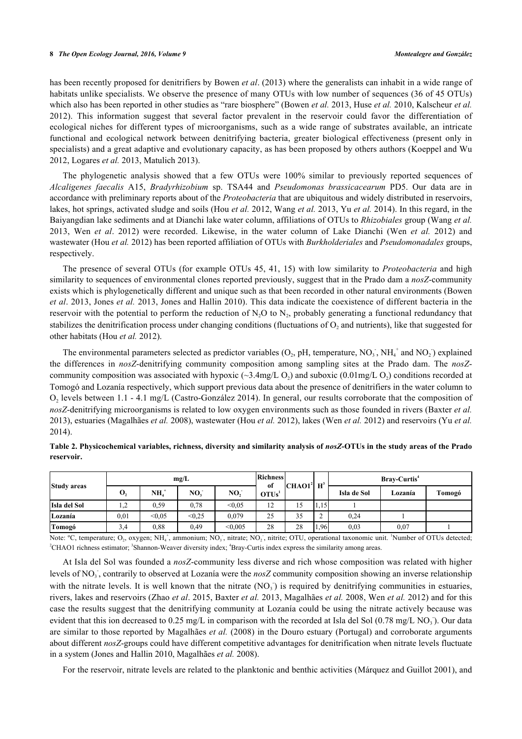has been recently proposed for denitrifiers by Bowen *et al*. (2013) where the generalists can inhabit in a wide range of habitats unlike specialists. We observe the presence of many OTUs with low number of sequences (36 of 45 OTUs) which also has been reported in other studies as "rare biosphere" (Bowen *et al.* 2013, Huse *et al.* 2010, Kalscheur *et al.* 2012). This information suggest that several factor prevalent in the reservoir could favor the differentiation of ecological niches for different types of microorganisms, such as a wide range of substrates available, an intricate functional and ecological network between denitrifying bacteria, greater biological effectiveness (present only in specialists) and a great adaptive and evolutionary capacity, as has been proposed by others authors (Koeppel and Wu 2012, Logares *et al.* 2013, Matulich 2013).

The phylogenetic analysis showed that a few OTUs were 100% similar to previously reported sequences of *Alcaligenes faecalis* A15, *Bradyrhizobium* sp. TSA44 and *Pseudomonas brassicacearum* PD5. Our data are in accordance with preliminary reports about of the *Proteobacteria* that are ubiquitous and widely distributed in reservoirs, lakes, hot springs, activated sludge and soils (Hou *et al.* 2012, Wang *et al.* 2013, Yu *et al.* 2014). In this regard, in the Baiyangdian lake sediments and at Dianchi lake water column, affiliations of OTUs to *Rhizobiales* group (Wang *et al.* 2013, Wen *et al*. 2012) were recorded. Likewise, in the water column of Lake Dianchi (Wen *et al.* 2012) and wastewater (Hou *et al.* 2012) has been reported affiliation of OTUs with *Burkholderiales* and *Pseudomonadales* groups, respectively.

The presence of several OTUs (for example OTUs 45, 41, 15) with low similarity to *Proteobacteria* and high similarity to sequences of environmental clones reported previously, suggest that in the Prado dam a *nosZ*-community exists which is phylogenetically different and unique such as that been recorded in other natural environments (Bowen *et al*. 2013, Jones *et al.* 2013, Jones and Hallin 2010). This data indicate the coexistence of different bacteria in the reservoir with the potential to perform the reduction of $N_2O$ to $N_2$, probably generating a functional redundancy that stabilizes the denitrification process under changing conditions (fluctuations of $O_2$ and nutrients), like that suggested for other habitats (Hou *et al.* 2012).

The environmental parameters selected as predictor variables ($O_2$, pH, temperature, $NO_3^-$, $NH_4^+$ and $NO_2^-$) explained the differences in *nosZ*-denitrifying community composition among sampling sites at the Prado dam. The *nosZ*-community composition was associated with hypoxic (~3.4mg/L $O_2$) and suboxic (0.01mg/L $O_2$) conditions recorded at Tomogó and Lozanía respectively, which support previous data about the presence of denitrifiers in the water column to $O_2$ levels between 1.1 - 4.1 mg/L (Castro-González 2014). In general, our results corroborate that the composition of *nosZ*-denitrifying microorganisms is related to low oxygen environments such as those founded in rivers (Baxter *et al.* 2013), estuaries (Magalhães *et al.* 2008), wastewater (Hou *et al.* 2012), lakes (Wen *et al.* 2012) and reservoirs (Yu *et al.* 2014).

**Table 2. Physicochemical variables, richness, diversity and similarity analysis of *nosZ*-OTUs in the study areas of the Prado reservoir.**

| Study areas | mg/L | | | | Richness of OTUs[1] | CHAO1[2] | H[3] | Bray-Curtis[4] | | |
|---|---|---|---|---|---|---|---|---|---|---|
| | $O_2$ | $NH_4^+$ | $NO_3^-$ | $NO_2^-$ | | | | Isla de Sol | Lozanía | Tomogó |
| Isla del Sol | 1,2 | 0,59 | 0,78 | <0,05 | 12 | 15 | 1,15 | 1 | | |
| Lozanía | 0,01 | <0,05 | <0,25 | 0,079 | 25 | 35 | 2 | 0,24 | 1 | |
| Tomogó | 3,4 | 0,88 | 0,49 | <0,005 | 28 | 28 | 1,96 | 0,03 | 0,07 | 1 |

Note: ºC, temperature; $O_2$, oxygen; $NH_4^+$, ammonium; $NO_3^-$, nitrate; $NO_2^-$, nitrite; OTU, operational taxonomic unit. [1]Number of OTUs detected; [2]CHAO1 richness estimator; [3]Shannon-Weaver diversity index; [4]Bray-Curtis index express the similarity among areas.

At Isla del Sol was founded a *nosZ*-community less diverse and rich whose composition was related with higher levels of $NO_3^-$, contrarily to observed at Lozanía were the *nosZ* community composition showing an inverse relationship with the nitrate levels. It is well known that the nitrate ($NO_3^-$) is required by denitrifying communities in estuaries, rivers, lakes and reservoirs (Zhao *et al*. 2015, Baxter *et al.* 2013, Magalhães *et al.* 2008, Wen *et al.* 2012) and for this case the results suggest that the denitrifying community at Lozanía could be using the nitrate actively because was evident that this ion decreased to 0.25 mg/L in comparison with the recorded at Isla del Sol (0.78 mg/L $NO_3^-$). Our data are similar to those reported by Magalhães *et al.* (2008) in the Douro estuary (Portugal) and corroborate arguments about different *nosZ*-groups could have different competitive advantages for denitrification when nitrate levels fluctuate in a system (Jones and Hallin 2010, Magalhães *et al.* 2008).

For the reservoir, nitrate levels are related to the planktonic and benthic activities (Márquez and Guillot 2001), and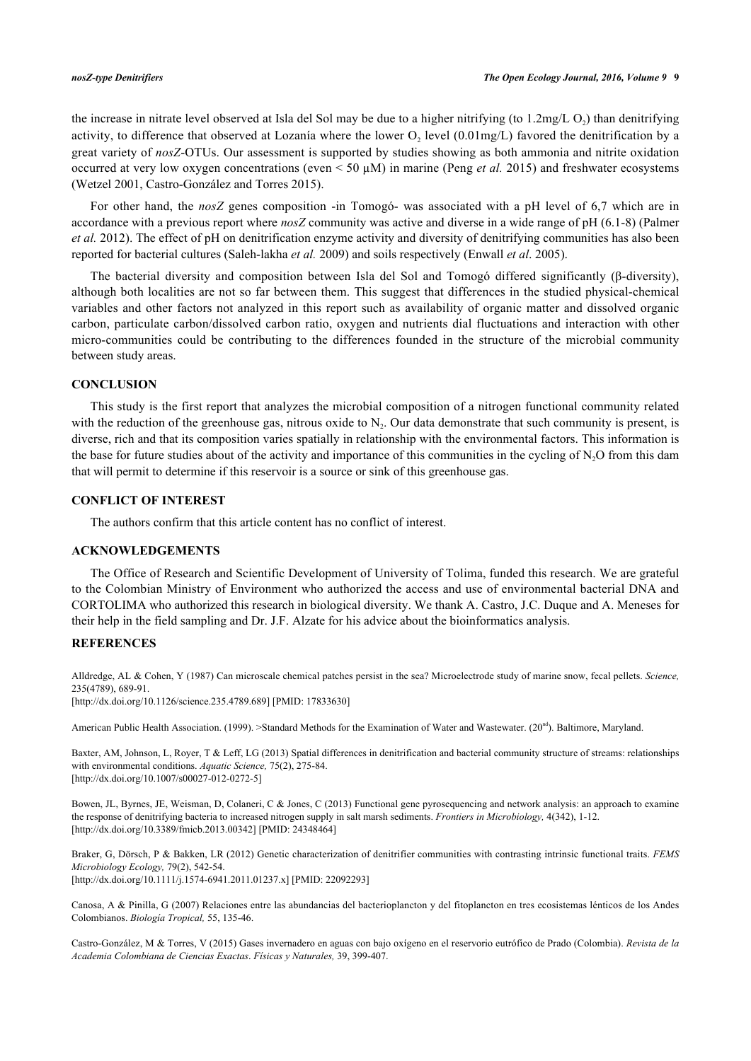the increase in nitrate level observed at Isla del Sol may be due to a higher nitrifying (to 1.2mg/L $O_2$) than denitrifying activity, to difference that observed at Lozanía where the lower $O_2$ level (0.01mg/L) favored the denitrification by a great variety of *nosZ*-OTUs. Our assessment is supported by studies showing as both ammonia and nitrite oxidation occurred at very low oxygen concentrations (even < 50 μM) in marine (Peng *et al.* 2015) and freshwater ecosystems (Wetzel 2001, Castro-González and Torres 2015).

For other hand, the *nosZ* genes composition -in Tomogó- was associated with a pH level of 6,7 which are in accordance with a previous report where *nosZ* community was active and diverse in a wide range of pH (6.1-8) (Palmer *et al.* 2012). The effect of pH on denitrification enzyme activity and diversity of denitrifying communities has also been reported for bacterial cultures (Saleh-lakha *et al.* 2009) and soils respectively (Enwall *et al*. 2005).

The bacterial diversity and composition between Isla del Sol and Tomogó differed significantly (β-diversity), although both localities are not so far between them. This suggest that differences in the studied physical-chemical variables and other factors not analyzed in this report such as availability of organic matter and dissolved organic carbon, particulate carbon/dissolved carbon ratio, oxygen and nutrients dial fluctuations and interaction with other micro-communities could be contributing to the differences founded in the structure of the microbial community between study areas.

## CONCLUSION

This study is the first report that analyzes the microbial composition of a nitrogen functional community related with the reduction of the greenhouse gas, nitrous oxide to $N_2$. Our data demonstrate that such community is present, is diverse, rich and that its composition varies spatially in relationship with the environmental factors. This information is the base for future studies about of the activity and importance of this communities in the cycling of $N_2O$ from this dam that will permit to determine if this reservoir is a source or sink of this greenhouse gas.

## CONFLICT OF INTEREST

The authors confirm that this article content has no conflict of interest.

## ACKNOWLEDGEMENTS

The Office of Research and Scientific Development of University of Tolima, funded this research. We are grateful to the Colombian Ministry of Environment who authorized the access and use of environmental bacterial DNA and CORTOLIMA who authorized this research in biological diversity. We thank A. Castro, J.C. Duque and A. Meneses for their help in the field sampling and Dr. J.F. Alzate for his advice about the bioinformatics analysis.

## REFERENCES

Alldredge, AL & Cohen, Y (1987) Can microscale chemical patches persist in the sea? Microelectrode study of marine snow, fecal pellets. *Science,* 235(4789), 689-91.
[http://dx.doi.org/10.1126/science.235.4789.689] [PMID: 17833630]

American Public Health Association. (1999). >Standard Methods for the Examination of Water and Wastewater. (20[nd]). Baltimore, Maryland.

Baxter, AM, Johnson, L, Royer, T & Leff, LG (2013) Spatial differences in denitrification and bacterial community structure of streams: relationships with environmental conditions. *Aquatic Science,* 75(2), 275-84.
[http://dx.doi.org/10.1007/s00027-012-0272-5]

Bowen, JL, Byrnes, JE, Weisman, D, Colaneri, C & Jones, C (2013) Functional gene pyrosequencing and network analysis: an approach to examine the response of denitrifying bacteria to increased nitrogen supply in salt marsh sediments. *Frontiers in Microbiology,* 4(342), 1-12.
[http://dx.doi.org/10.3389/fmicb.2013.00342] [PMID: 24348464]

Braker, G, Dörsch, P & Bakken, LR (2012) Genetic characterization of denitrifier communities with contrasting intrinsic functional traits. *FEMS Microbiology Ecology,* 79(2), 542-54.
[http://dx.doi.org/10.1111/j.1574-6941.2011.01237.x] [PMID: 22092293]

Canosa, A & Pinilla, G (2007) Relaciones entre las abundancias del bacterioplancton y del fitoplancton en tres ecosistemas lénticos de los Andes Colombianos. *Biología Tropical,* 55, 135-46.

Castro-González, M & Torres, V (2015) Gases invernadero en aguas con bajo oxígeno en el reservorio eutrófico de Prado (Colombia). *Revista de la Academia Colombiana de Ciencias Exactas*. *Físicas y Naturales,* 39, 399-407.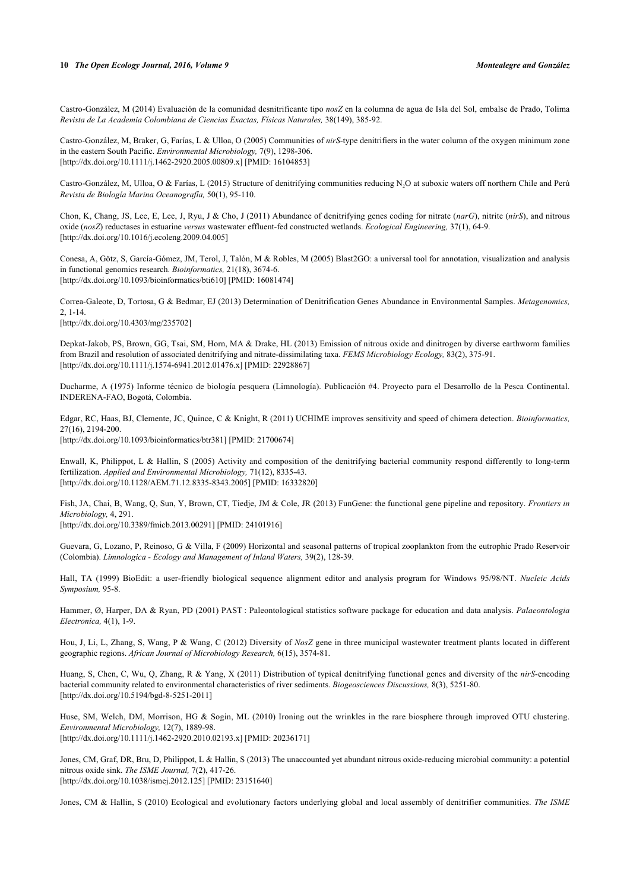Castro-González, M (2014) Evaluación de la comunidad desnitrificante tipo *nosZ* en la columna de agua de Isla del Sol, embalse de Prado, Tolima *Revista de La Academia Colombiana de Ciencias Exactas, Físicas Naturales,* 38(149), 385-92.

Castro-González, M, Braker, G, Farías, L & Ulloa, O (2005) Communities of *nirS*-type denitrifiers in the water column of the oxygen minimum zone in the eastern South Pacific. *Environmental Microbiology,* 7(9), 1298-306.
[http://dx.doi.org/10.1111/j.1462-2920.2005.00809.x] [PMID: 16104853]

Castro-González, M, Ulloa, O & Farías, L (2015) Structure of denitrifying communities reducing $N_2O$ at suboxic waters off northern Chile and Perú *Revista de Biología Marina Oceanografía,* 50(1), 95-110.

Chon, K, Chang, JS, Lee, E, Lee, J, Ryu, J & Cho, J (2011) Abundance of denitrifying genes coding for nitrate (*narG*), nitrite (*nirS*), and nitrous oxide (*nosZ*) reductases in estuarine *versus* wastewater effluent-fed constructed wetlands. *Ecological Engineering,* 37(1), 64-9.
[http://dx.doi.org/10.1016/j.ecoleng.2009.04.005]

Conesa, A, Götz, S, García-Gómez, JM, Terol, J, Talón, M & Robles, M (2005) Blast2GO: a universal tool for annotation, visualization and analysis in functional genomics research. *Bioinformatics,* 21(18), 3674-6.
[http://dx.doi.org/10.1093/bioinformatics/bti610] [PMID: 16081474]

Correa-Galeote, D, Tortosa, G & Bedmar, EJ (2013) Determination of Denitrification Genes Abundance in Environmental Samples. *Metagenomics,* 2, 1-14.
[http://dx.doi.org/10.4303/mg/235702]

Depkat-Jakob, PS, Brown, GG, Tsai, SM, Horn, MA & Drake, HL (2013) Emission of nitrous oxide and dinitrogen by diverse earthworm families from Brazil and resolution of associated denitrifying and nitrate-dissimilating taxa. *FEMS Microbiology Ecology,* 83(2), 375-91.
[http://dx.doi.org/10.1111/j.1574-6941.2012.01476.x] [PMID: 22928867]

Ducharme, A (1975) Informe técnico de biología pesquera (Limnología). Publicación #4. Proyecto para el Desarrollo de la Pesca Continental. INDERENA-FAO, Bogotá, Colombia.

Edgar, RC, Haas, BJ, Clemente, JC, Quince, C & Knight, R (2011) UCHIME improves sensitivity and speed of chimera detection. *Bioinformatics,* 27(16), 2194-200.
[http://dx.doi.org/10.1093/bioinformatics/btr381] [PMID: 21700674]

Enwall, K, Philippot, L & Hallin, S (2005) Activity and composition of the denitrifying bacterial community respond differently to long-term fertilization. *Applied and Environmental Microbiology,* 71(12), 8335-43.
[http://dx.doi.org/10.1128/AEM.71.12.8335-8343.2005] [PMID: 16332820]

Fish, JA, Chai, B, Wang, Q, Sun, Y, Brown, CT, Tiedje, JM & Cole, JR (2013) FunGene: the functional gene pipeline and repository. *Frontiers in Microbiology,* 4, 291.
[http://dx.doi.org/10.3389/fmicb.2013.00291] [PMID: 24101916]

Guevara, G, Lozano, P, Reinoso, G & Villa, F (2009) Horizontal and seasonal patterns of tropical zooplankton from the eutrophic Prado Reservoir (Colombia). *Limnologica - Ecology and Management of Inland Waters,* 39(2), 128-39.

Hall, TA (1999) BioEdit: a user-friendly biological sequence alignment editor and analysis program for Windows 95/98/NT. *Nucleic Acids Symposium,* 95-8.

Hammer, Ø, Harper, DA & Ryan, PD (2001) PAST : Paleontological statistics software package for education and data analysis. *Palaeontologia Electronica,* 4(1), 1-9.

Hou, J, Li, L, Zhang, S, Wang, P & Wang, C (2012) Diversity of *NosZ* gene in three municipal wastewater treatment plants located in different geographic regions. *African Journal of Microbiology Research,* 6(15), 3574-81.

Huang, S, Chen, C, Wu, Q, Zhang, R & Yang, X (2011) Distribution of typical denitrifying functional genes and diversity of the *nirS*-encoding bacterial community related to environmental characteristics of river sediments. *Biogeosciences Discussions,* 8(3), 5251-80.
[http://dx.doi.org/10.5194/bgd-8-5251-2011]

Huse, SM, Welch, DM, Morrison, HG & Sogin, ML (2010) Ironing out the wrinkles in the rare biosphere through improved OTU clustering. *Environmental Microbiology,* 12(7), 1889-98.
[http://dx.doi.org/10.1111/j.1462-2920.2010.02193.x] [PMID: 20236171]

Jones, CM, Graf, DR, Bru, D, Philippot, L & Hallin, S (2013) The unaccounted yet abundant nitrous oxide-reducing microbial community: a potential nitrous oxide sink. *The ISME Journal,* 7(2), 417-26.
[http://dx.doi.org/10.1038/ismej.2012.125] [PMID: 23151640]

Jones, CM & Hallin, S (2010) Ecological and evolutionary factors underlying global and local assembly of denitrifier communities. *The ISME*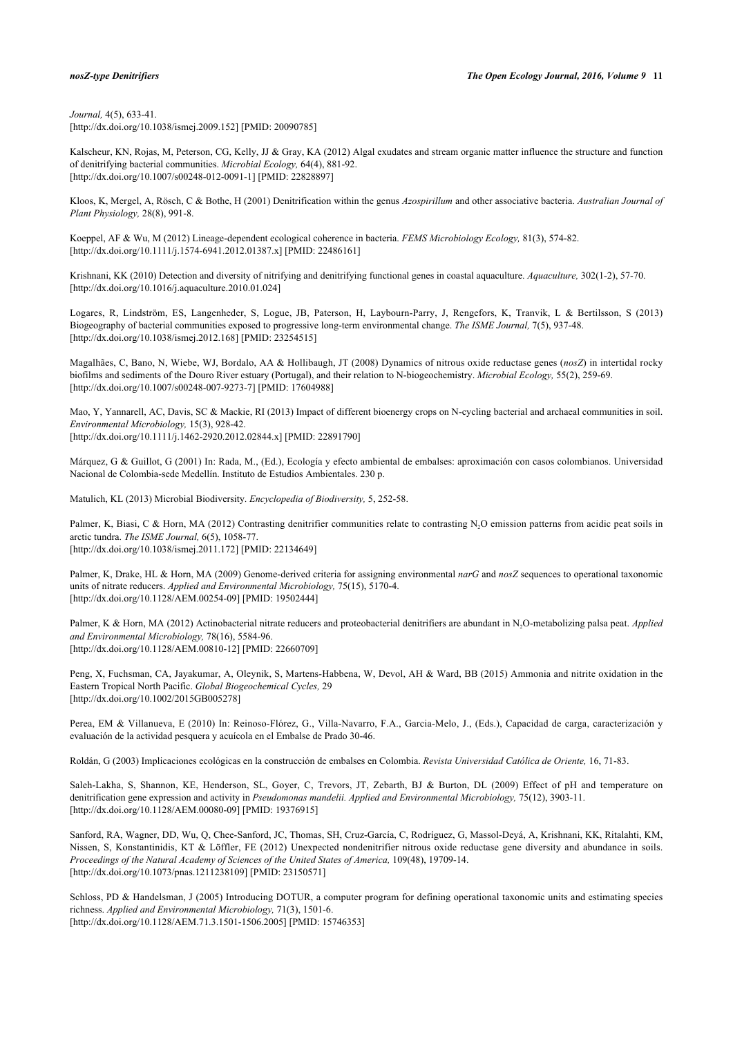*Journal,* 4(5), 633-41.
[http://dx.doi.org/10.1038/ismej.2009.152] [PMID: 20090785]

Kalscheur, KN, Rojas, M, Peterson, CG, Kelly, JJ & Gray, KA (2012) Algal exudates and stream organic matter influence the structure and function of denitrifying bacterial communities. *Microbial Ecology,* 64(4), 881-92.
[http://dx.doi.org/10.1007/s00248-012-0091-1] [PMID: 22828897]

Kloos, K, Mergel, A, Rösch, C & Bothe, H (2001) Denitrification within the genus *Azospirillum* and other associative bacteria. *Australian Journal of Plant Physiology,* 28(8), 991-8.

Koeppel, AF & Wu, M (2012) Lineage-dependent ecological coherence in bacteria. *FEMS Microbiology Ecology,* 81(3), 574-82.
[http://dx.doi.org/10.1111/j.1574-6941.2012.01387.x] [PMID: 22486161]

Krishnani, KK (2010) Detection and diversity of nitrifying and denitrifying functional genes in coastal aquaculture. *Aquaculture,* 302(1-2), 57-70.
[http://dx.doi.org/10.1016/j.aquaculture.2010.01.024]

Logares, R, Lindström, ES, Langenheder, S, Logue, JB, Paterson, H, Laybourn-Parry, J, Rengefors, K, Tranvik, L & Bertilsson, S (2013) Biogeography of bacterial communities exposed to progressive long-term environmental change. *The ISME Journal,* 7(5), 937-48.
[http://dx.doi.org/10.1038/ismej.2012.168] [PMID: 23254515]

Magalhães, C, Bano, N, Wiebe, WJ, Bordalo, AA & Hollibaugh, JT (2008) Dynamics of nitrous oxide reductase genes (*nosZ*) in intertidal rocky biofilms and sediments of the Douro River estuary (Portugal), and their relation to N-biogeochemistry. *Microbial Ecology,* 55(2), 259-69.
[http://dx.doi.org/10.1007/s00248-007-9273-7] [PMID: 17604988]

Mao, Y, Yannarell, AC, Davis, SC & Mackie, RI (2013) Impact of different bioenergy crops on N-cycling bacterial and archaeal communities in soil. *Environmental Microbiology,* 15(3), 928-42.
[http://dx.doi.org/10.1111/j.1462-2920.2012.02844.x] [PMID: 22891790]

Márquez, G & Guillot, G (2001) In: Rada, M., (Ed.), Ecología y efecto ambiental de embalses: aproximación con casos colombianos. Universidad Nacional de Colombia-sede Medellín. Instituto de Estudios Ambientales. 230 p.

Matulich, KL (2013) Microbial Biodiversity. *Encyclopedia of Biodiversity,* 5, 252-58.

Palmer, K, Biasi, C & Horn, MA (2012) Contrasting denitrifier communities relate to contrasting $N_2O$ emission patterns from acidic peat soils in arctic tundra. *The ISME Journal,* 6(5), 1058-77.
[http://dx.doi.org/10.1038/ismej.2011.172] [PMID: 22134649]

Palmer, K, Drake, HL & Horn, MA (2009) Genome-derived criteria for assigning environmental *narG* and *nosZ* sequences to operational taxonomic units of nitrate reducers. *Applied and Environmental Microbiology,* 75(15), 5170-4.
[http://dx.doi.org/10.1128/AEM.00254-09] [PMID: 19502444]

Palmer, K & Horn, MA (2012) Actinobacterial nitrate reducers and proteobacterial denitrifiers are abundant in $N_2O$-metabolizing palsa peat. *Applied and Environmental Microbiology,* 78(16), 5584-96.
[http://dx.doi.org/10.1128/AEM.00810-12] [PMID: 22660709]

Peng, X, Fuchsman, CA, Jayakumar, A, Oleynik, S, Martens-Habbena, W, Devol, AH & Ward, BB (2015) Ammonia and nitrite oxidation in the Eastern Tropical North Pacific. *Global Biogeochemical Cycles,* 29
[http://dx.doi.org/10.1002/2015GB005278]

Perea, EM & Villanueva, E (2010) In: Reinoso-Flórez, G., Villa-Navarro, F.A., Garcia-Melo, J., (Eds.), Capacidad de carga, caracterización y evaluación de la actividad pesquera y acuícola en el Embalse de Prado 30-46.

Roldán, G (2003) Implicaciones ecológicas en la construcción de embalses en Colombia. *Revista Universidad Católica de Oriente,* 16, 71-83.

Saleh-Lakha, S, Shannon, KE, Henderson, SL, Goyer, C, Trevors, JT, Zebarth, BJ & Burton, DL (2009) Effect of pH and temperature on denitrification gene expression and activity in *Pseudomonas mandelii. Applied and Environmental Microbiology,* 75(12), 3903-11.
[http://dx.doi.org/10.1128/AEM.00080-09] [PMID: 19376915]

Sanford, RA, Wagner, DD, Wu, Q, Chee-Sanford, JC, Thomas, SH, Cruz-García, C, Rodríguez, G, Massol-Deyá, A, Krishnani, KK, Ritalahti, KM, Nissen, S, Konstantinidis, KT & Löffler, FE (2012) Unexpected nondenitrifier nitrous oxide reductase gene diversity and abundance in soils. *Proceedings of the Natural Academy of Sciences of the United States of America,* 109(48), 19709-14.
[http://dx.doi.org/10.1073/pnas.1211238109] [PMID: 23150571]

Schloss, PD & Handelsman, J (2005) Introducing DOTUR, a computer program for defining operational taxonomic units and estimating species richness. *Applied and Environmental Microbiology,* 71(3), 1501-6.
[http://dx.doi.org/10.1128/AEM.71.3.1501-1506.2005] [PMID: 15746353]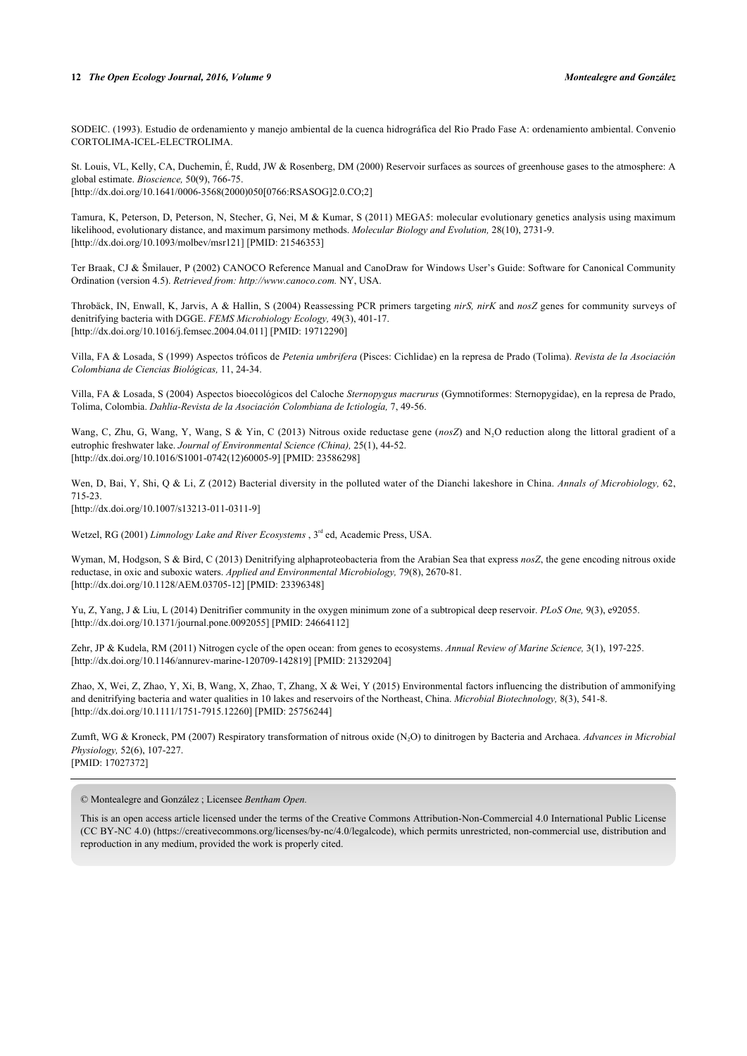SODEIC. (1993). Estudio de ordenamiento y manejo ambiental de la cuenca hidrográfica del Rio Prado Fase A: ordenamiento ambiental. Convenio CORTOLIMA-ICEL-ELECTROLIMA.

St. Louis, VL, Kelly, CA, Duchemin, É, Rudd, JW & Rosenberg, DM (2000) Reservoir surfaces as sources of greenhouse gases to the atmosphere: A global estimate. *Bioscience,* 50(9), 766-75.
[http://dx.doi.org/10.1641/0006-3568(2000)050[0766:RSASOG]2.0.CO;2]

Tamura, K, Peterson, D, Peterson, N, Stecher, G, Nei, M & Kumar, S (2011) MEGA5: molecular evolutionary genetics analysis using maximum likelihood, evolutionary distance, and maximum parsimony methods. *Molecular Biology and Evolution,* 28(10), 2731-9.
[http://dx.doi.org/10.1093/molbev/msr121] [PMID: 21546353]

Ter Braak, CJ & Šmilauer, P (2002) CANOCO Reference Manual and CanoDraw for Windows User's Guide: Software for Canonical Community Ordination (version 4.5). *Retrieved from: http://www.canoco.com.* NY, USA.

Throbäck, IN, Enwall, K, Jarvis, A & Hallin, S (2004) Reassessing PCR primers targeting *nirS, nirK* and *nosZ* genes for community surveys of denitrifying bacteria with DGGE. *FEMS Microbiology Ecology,* 49(3), 401-17.
[http://dx.doi.org/10.1016/j.femsec.2004.04.011] [PMID: 19712290]

Villa, FA & Losada, S (1999) Aspectos tróficos de *Petenia umbrifera* (Pisces: Cichlidae) en la represa de Prado (Tolima). *Revista de la Asociación Colombiana de Ciencias Biológicas,* 11, 24-34.

Villa, FA & Losada, S (2004) Aspectos bioecológicos del Caloche *Sternopygus macrurus* (Gymnotiformes: Sternopygidae), en la represa de Prado, Tolima, Colombia. *Dahlia-Revista de la Asociación Colombiana de Ictiología,* 7, 49-56.

Wang, C, Zhu, G, Wang, Y, Wang, S & Yin, C (2013) Nitrous oxide reductase gene (*nosZ*) and $N_2O$ reduction along the littoral gradient of a eutrophic freshwater lake. *Journal of Environmental Science (China),* 25(1), 44-52.
[http://dx.doi.org/10.1016/S1001-0742(12)60005-9] [PMID: 23586298]

Wen, D, Bai, Y, Shi, Q & Li, Z (2012) Bacterial diversity in the polluted water of the Dianchi lakeshore in China. *Annals of Microbiology,* 62, 715-23.
[http://dx.doi.org/10.1007/s13213-011-0311-9]

Wetzel, RG (2001) *Limnology Lake and River Ecosystems* , 3rd ed, Academic Press, USA.

Wyman, M, Hodgson, S & Bird, C (2013) Denitrifying alphaproteobacteria from the Arabian Sea that express *nosZ*, the gene encoding nitrous oxide reductase, in oxic and suboxic waters. *Applied and Environmental Microbiology,* 79(8), 2670-81.
[http://dx.doi.org/10.1128/AEM.03705-12] [PMID: 23396348]

Yu, Z, Yang, J & Liu, L (2014) Denitrifier community in the oxygen minimum zone of a subtropical deep reservoir. *PLoS One,* 9(3), e92055.
[http://dx.doi.org/10.1371/journal.pone.0092055] [PMID: 24664112]

Zehr, JP & Kudela, RM (2011) Nitrogen cycle of the open ocean: from genes to ecosystems. *Annual Review of Marine Science,* 3(1), 197-225.
[http://dx.doi.org/10.1146/annurev-marine-120709-142819] [PMID: 21329204]

Zhao, X, Wei, Z, Zhao, Y, Xi, B, Wang, X, Zhao, T, Zhang, X & Wei, Y (2015) Environmental factors influencing the distribution of ammonifying and denitrifying bacteria and water qualities in 10 lakes and reservoirs of the Northeast, China. *Microbial Biotechnology,* 8(3), 541-8.
[http://dx.doi.org/10.1111/1751-7915.12260] [PMID: 25756244]

Zumft, WG & Kroneck, PM (2007) Respiratory transformation of nitrous oxide ($N_2O$) to dinitrogen by Bacteria and Archaea. *Advances in Microbial Physiology,* 52(6), 107-227.
[PMID: 17027372]

---

© Montealegre and González ; Licensee *Bentham Open.*

This is an open access article licensed under the terms of the Creative Commons Attribution-Non-Commercial 4.0 International Public License (CC BY-NC 4.0) (https://creativecommons.org/licenses/by-nc/4.0/legalcode), which permits unrestricted, non-commercial use, distribution and reproduction in any medium, provided the work is properly cited.